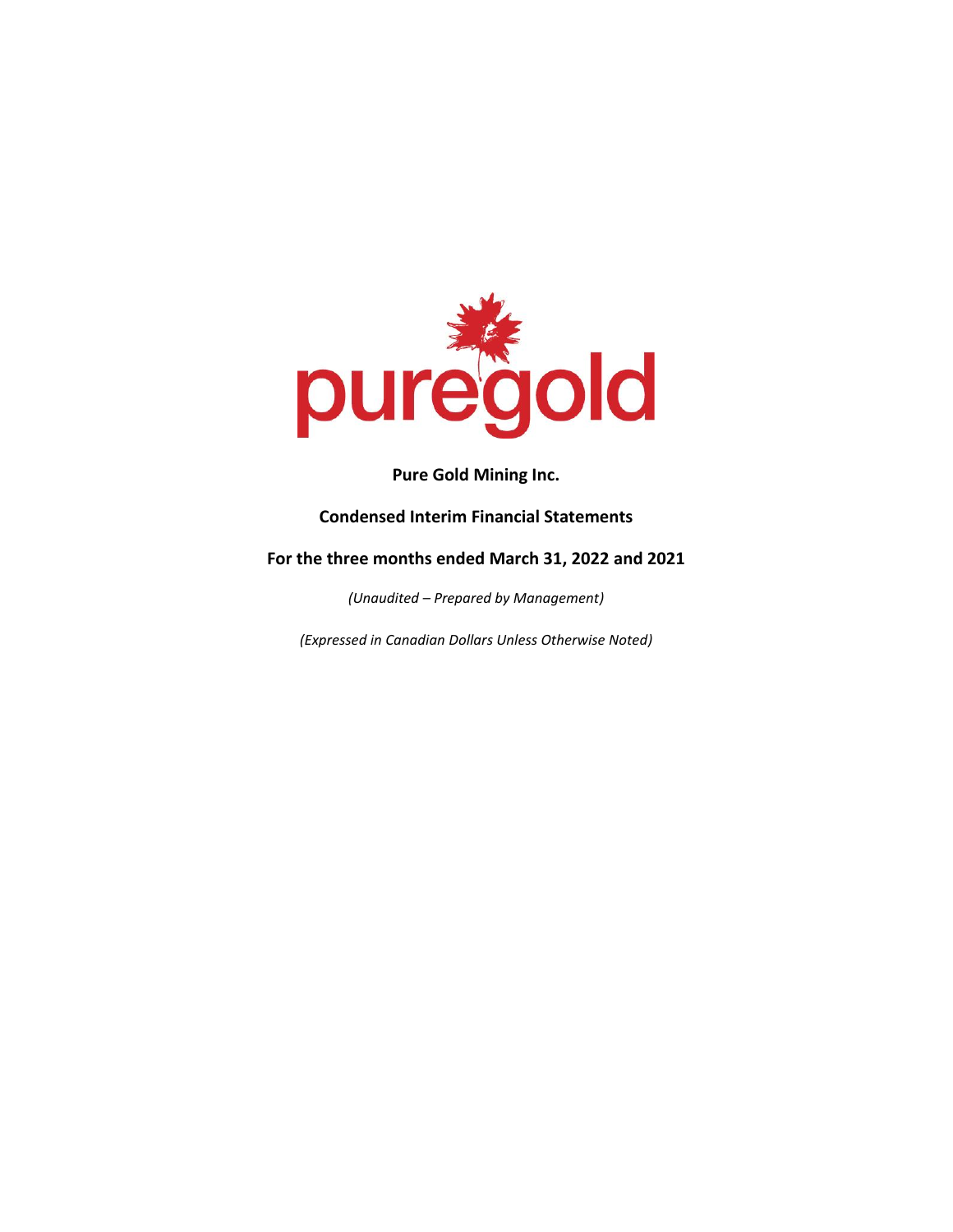puregold

**Pure Gold Mining Inc.**

**Condensed Interim Financial Statements**

**For the three months ended March 31, 2022 and 2021**

*(Unaudited – Prepared by Management)*

*(Expressed in Canadian Dollars Unless Otherwise Noted)*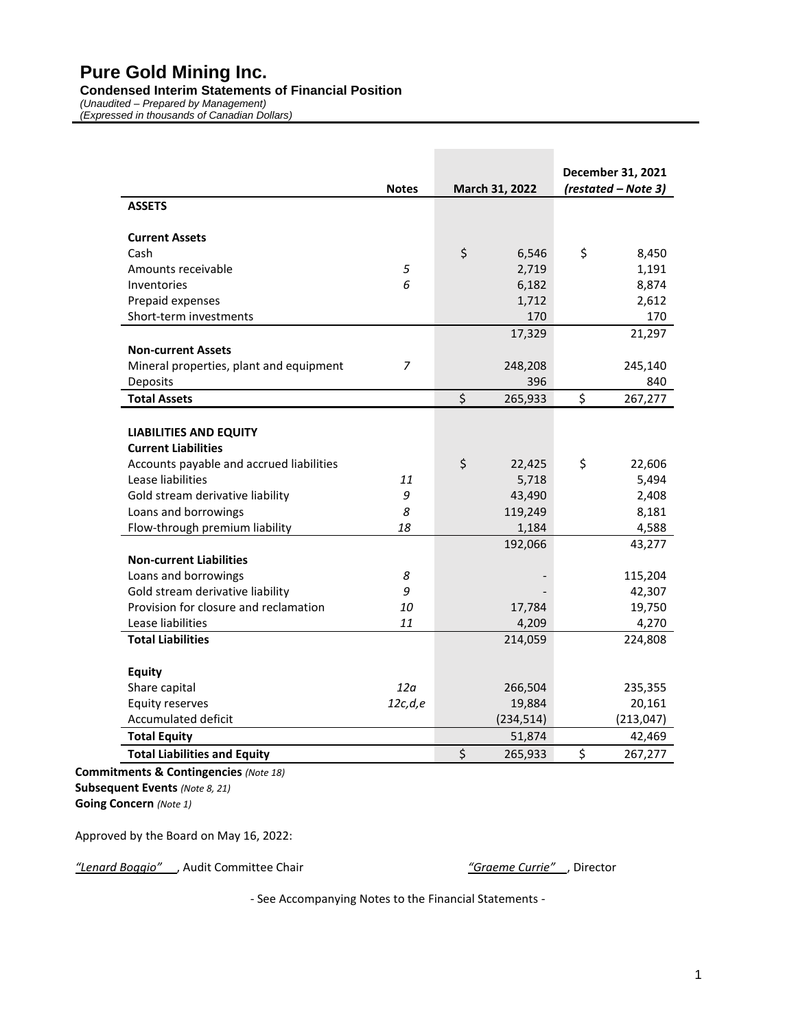# Pure Gold Mining Inc.

**Condensed Interim Statements of Financial Position**

*(Unaudited – Prepared by Management)*
*(Expressed in thousands of Canadian Dollars)*

| | Notes | March 31, 2022 | December 31, 2021 *(restated – Note 3)* |
|---|---|---|---|
| **ASSETS** | | | |
| **Current Assets** | | | |
| Cash | | $ 6,546 | $ 8,450 |
| Amounts receivable | *5* | 2,719 | 1,191 |
| Inventories | *6* | 6,182 | 8,874 |
| Prepaid expenses | | 1,712 | 2,612 |
| Short-term investments | | 170 | 170 |
| | | 17,329 | 21,297 |
| **Non-current Assets** | | | |
| Mineral properties, plant and equipment | *7* | 248,208 | 245,140 |
| Deposits | | 396 | 840 |
| **Total Assets** | | $ 265,933 | $ 267,277 |
| **LIABILITIES AND EQUITY** | | | |
| **Current Liabilities** | | | |
| Accounts payable and accrued liabilities | | $ 22,425 | $ 22,606 |
| Lease liabilities | *11* | 5,718 | 5,494 |
| Gold stream derivative liability | *9* | 43,490 | 2,408 |
| Loans and borrowings | *8* | 119,249 | 8,181 |
| Flow-through premium liability | *18* | 1,184 | 4,588 |
| | | 192,066 | 43,277 |
| **Non-current Liabilities** | | | |
| Loans and borrowings | *8* | - | 115,204 |
| Gold stream derivative liability | *9* | - | 42,307 |
| Provision for closure and reclamation | *10* | 17,784 | 19,750 |
| Lease liabilities | *11* | 4,209 | 4,270 |
| **Total Liabilities** | | 214,059 | 224,808 |
| **Equity** | | | |
| Share capital | *12a* | 266,504 | 235,355 |
| Equity reserves | *12c,d,e* | 19,884 | 20,161 |
| Accumulated deficit | | (234,514) | (213,047) |
| **Total Equity** | | 51,874 | 42,469 |
| **Total Liabilities and Equity** | | $ 265,933 | $ 267,277 |

**Commitments & Contingencies** *(Note 18)*
**Subsequent Events** *(Note 8, 21)*
**Going Concern** *(Note 1)*

Approved by the Board on May 16, 2022:

*"Lenard Boggio"*, Audit Committee Chair &nbsp;&nbsp;&nbsp;&nbsp; *"Graeme Currie"*, Director

\- See Accompanying Notes to the Financial Statements -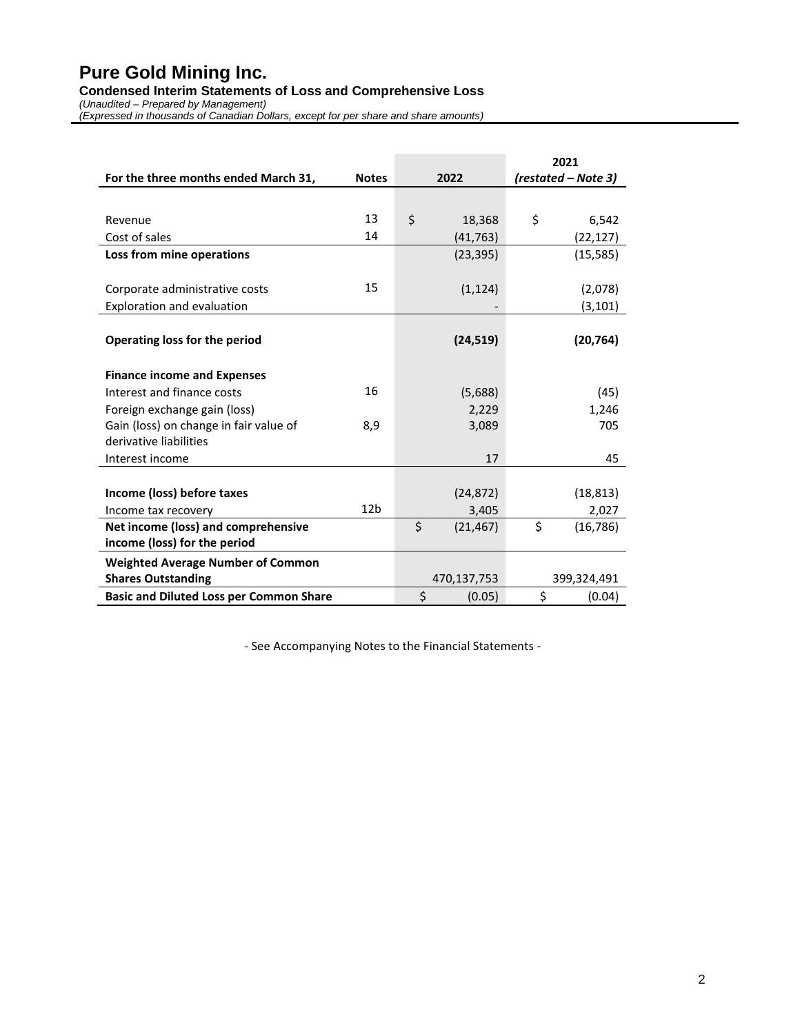# Pure Gold Mining Inc.

**Condensed Interim Statements of Loss and Comprehensive Loss**

*(Unaudited – Prepared by Management)*

*(Expressed in thousands of Canadian Dollars, except for per share and share amounts)*

| For the three months ended March 31, | Notes | 2022 | 2021 *(restated – Note 3)* |
|---|---|---|---|
| Revenue | 13 | $ 18,368 | $ 6,542 |
| Cost of sales | 14 | (41,763) | (22,127) |
| **Loss from mine operations** | | (23,395) | (15,585) |
| Corporate administrative costs | 15 | (1,124) | (2,078) |
| Exploration and evaluation | | - | (3,101) |
| **Operating loss for the period** | | **(24,519)** | **(20,764)** |
| **Finance income and Expenses** | | | |
| Interest and finance costs | 16 | (5,688) | (45) |
| Foreign exchange gain (loss) | | 2,229 | 1,246 |
| Gain (loss) on change in fair value of derivative liabilities | 8,9 | 3,089 | 705 |
| Interest income | | 17 | 45 |
| **Income (loss) before taxes** | | (24,872) | (18,813) |
| Income tax recovery | 12b | 3,405 | 2,027 |
| **Net income (loss) and comprehensive income (loss) for the period** | | $ (21,467) | $ (16,786) |
| **Weighted Average Number of Common Shares Outstanding** | | 470,137,753 | 399,324,491 |
| **Basic and Diluted Loss per Common Share** | | $ (0.05) | $ (0.04) |

- See Accompanying Notes to the Financial Statements -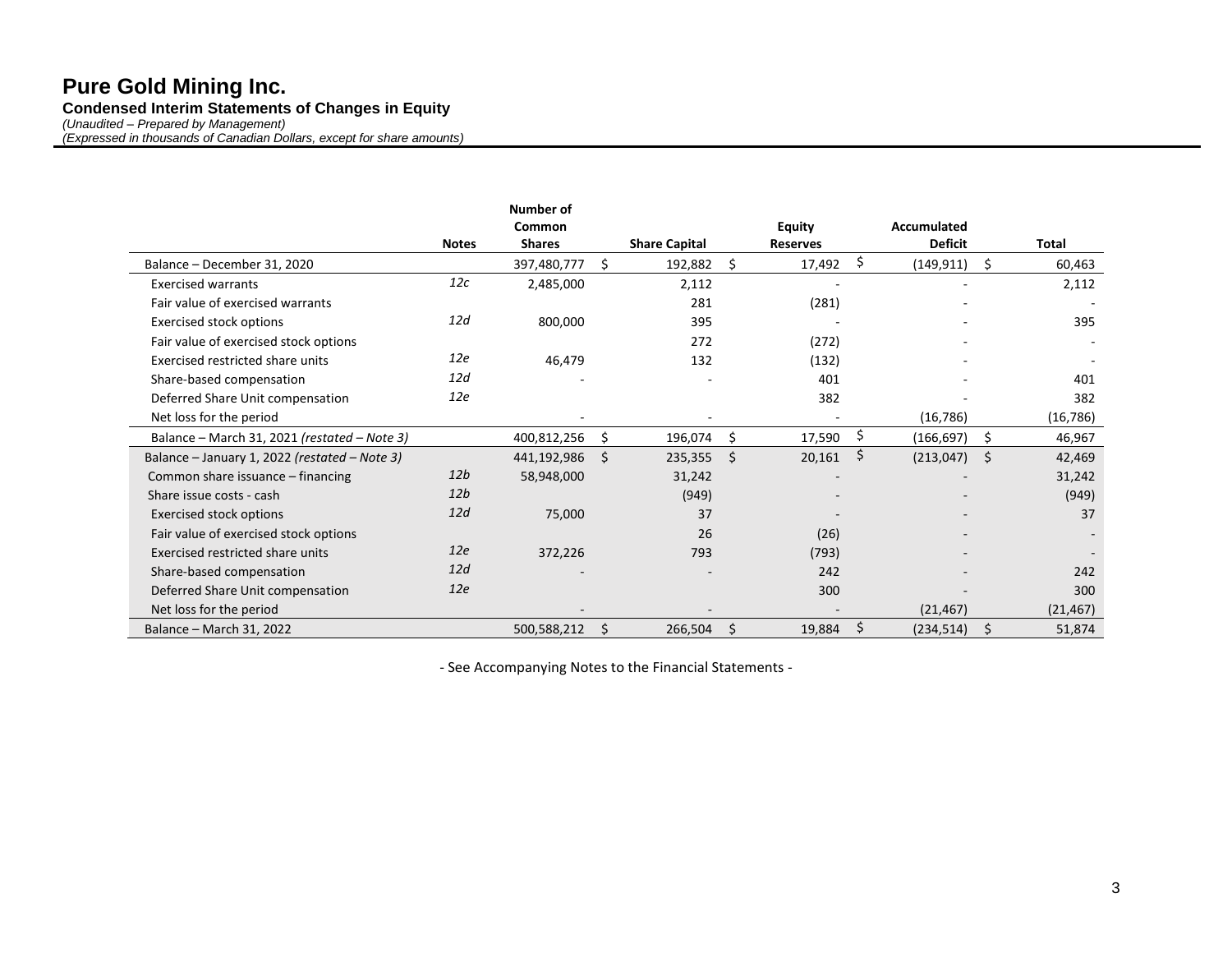# Pure Gold Mining Inc.

**Condensed Interim Statements of Changes in Equity**

*(Unaudited – Prepared by Management)*

*(Expressed in thousands of Canadian Dollars, except for share amounts)*

| | Notes | Number of Common Shares | Share Capital | Equity Reserves | Accumulated Deficit | Total |
|---|---|---|---|---|---|---|
| Balance – December 31, 2020 | | 397,480,777 | $ 192,882 | $ 17,492 | $ (149,911) | $ 60,463 |
| Exercised warrants | *12c* | 2,485,000 | 2,112 | - | - | 2,112 |
| Fair value of exercised warrants | | | 281 | (281) | - | - |
| Exercised stock options | *12d* | 800,000 | 395 | - | - | 395 |
| Fair value of exercised stock options | | | 272 | (272) | - | - |
| Exercised restricted share units | *12e* | 46,479 | 132 | (132) | - | - |
| Share-based compensation | *12d* | - | - | 401 | - | 401 |
| Deferred Share Unit compensation | *12e* | | | 382 | - | 382 |
| Net loss for the period | | - | - | - | (16,786) | (16,786) |
| Balance – March 31, 2021 *(restated – Note 3)* | | 400,812,256 | $ 196,074 | $ 17,590 | $ (166,697) | $ 46,967 |
| Balance – January 1, 2022 *(restated – Note 3)* | | 441,192,986 | $ 235,355 | $ 20,161 | $ (213,047) | $ 42,469 |
| Common share issuance – financing | *12b* | 58,948,000 | 31,242 | - | - | 31,242 |
| Share issue costs - cash | *12b* | | (949) | - | - | (949) |
| Exercised stock options | *12d* | 75,000 | 37 | - | - | 37 |
| Fair value of exercised stock options | | | 26 | (26) | - | - |
| Exercised restricted share units | *12e* | 372,226 | 793 | (793) | - | - |
| Share-based compensation | *12d* | - | - | 242 | - | 242 |
| Deferred Share Unit compensation | *12e* | | | 300 | - | 300 |
| Net loss for the period | | - | - | - | (21,467) | (21,467) |
| Balance – March 31, 2022 | | 500,588,212 | $ 266,504 | $ 19,884 | $ (234,514) | $ 51,874 |

- See Accompanying Notes to the Financial Statements -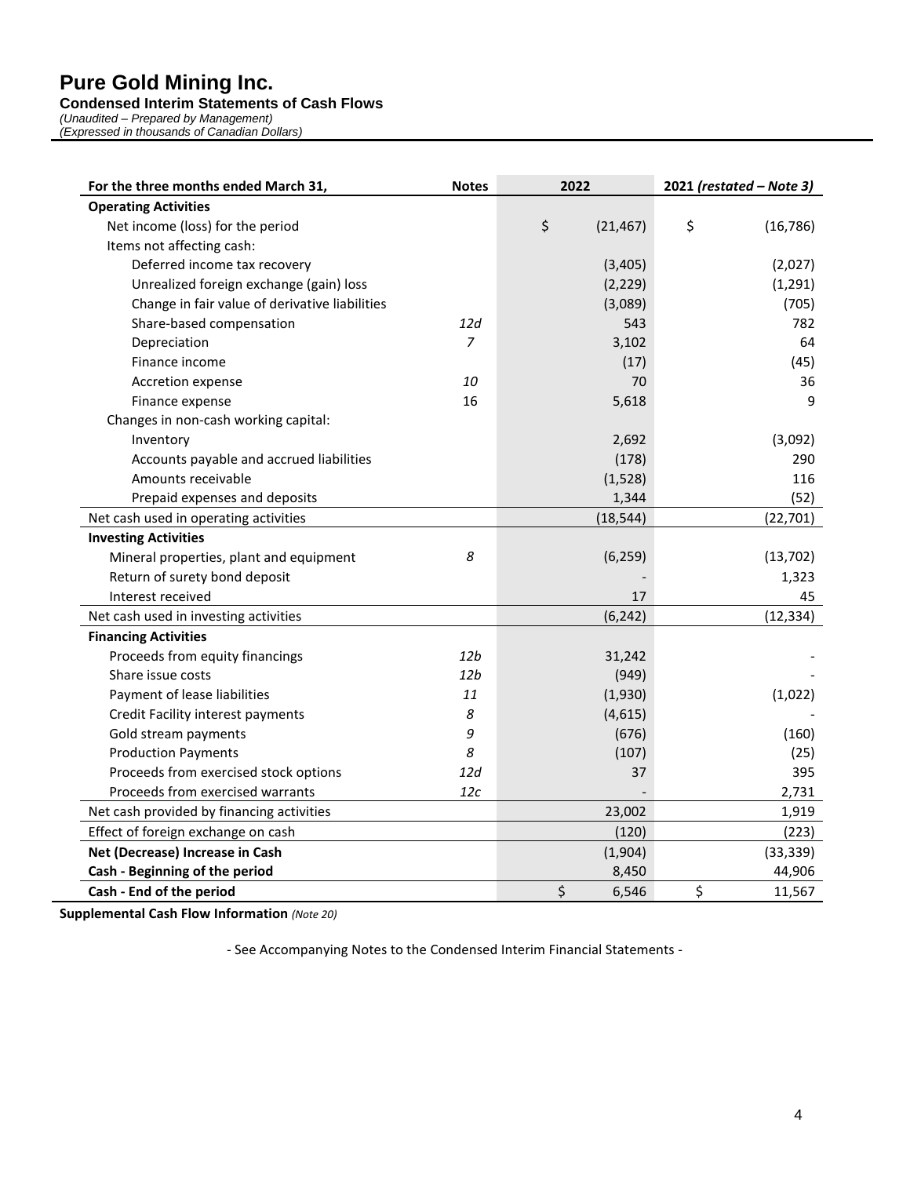# Pure Gold Mining Inc.

**Condensed Interim Statements of Cash Flows**

*(Unaudited – Prepared by Management)*

*(Expressed in thousands of Canadian Dollars)*

| For the three months ended March 31, | Notes | 2022 | 2021 *(restated – Note 3)* |
|---|---|---|---|
| **Operating Activities** | | | |
| Net income (loss) for the period | | $ (21,467) | $ (16,786) |
| Items not affecting cash: | | | |
| Deferred income tax recovery | | (3,405) | (2,027) |
| Unrealized foreign exchange (gain) loss | | (2,229) | (1,291) |
| Change in fair value of derivative liabilities | | (3,089) | (705) |
| Share-based compensation | *12d* | 543 | 782 |
| Depreciation | *7* | 3,102 | 64 |
| Finance income | | (17) | (45) |
| Accretion expense | *10* | 70 | 36 |
| Finance expense | 16 | 5,618 | 9 |
| Changes in non-cash working capital: | | | |
| Inventory | | 2,692 | (3,092) |
| Accounts payable and accrued liabilities | | (178) | 290 |
| Amounts receivable | | (1,528) | 116 |
| Prepaid expenses and deposits | | 1,344 | (52) |
| Net cash used in operating activities | | (18,544) | (22,701) |
| **Investing Activities** | | | |
| Mineral properties, plant and equipment | *8* | (6,259) | (13,702) |
| Return of surety bond deposit | | - | 1,323 |
| Interest received | | 17 | 45 |
| Net cash used in investing activities | | (6,242) | (12,334) |
| **Financing Activities** | | | |
| Proceeds from equity financings | *12b* | 31,242 | - |
| Share issue costs | *12b* | (949) | - |
| Payment of lease liabilities | *11* | (1,930) | (1,022) |
| Credit Facility interest payments | *8* | (4,615) | - |
| Gold stream payments | *9* | (676) | (160) |
| Production Payments | *8* | (107) | (25) |
| Proceeds from exercised stock options | *12d* | 37 | 395 |
| Proceeds from exercised warrants | *12c* | - | 2,731 |
| Net cash provided by financing activities | | 23,002 | 1,919 |
| Effect of foreign exchange on cash | | (120) | (223) |
| **Net (Decrease) Increase in Cash** | | (1,904) | (33,339) |
| **Cash - Beginning of the period** | | 8,450 | 44,906 |
| **Cash - End of the period** | | $ 6,546 | $ 11,567 |

**Supplemental Cash Flow Information** *(Note 20)*

- See Accompanying Notes to the Condensed Interim Financial Statements -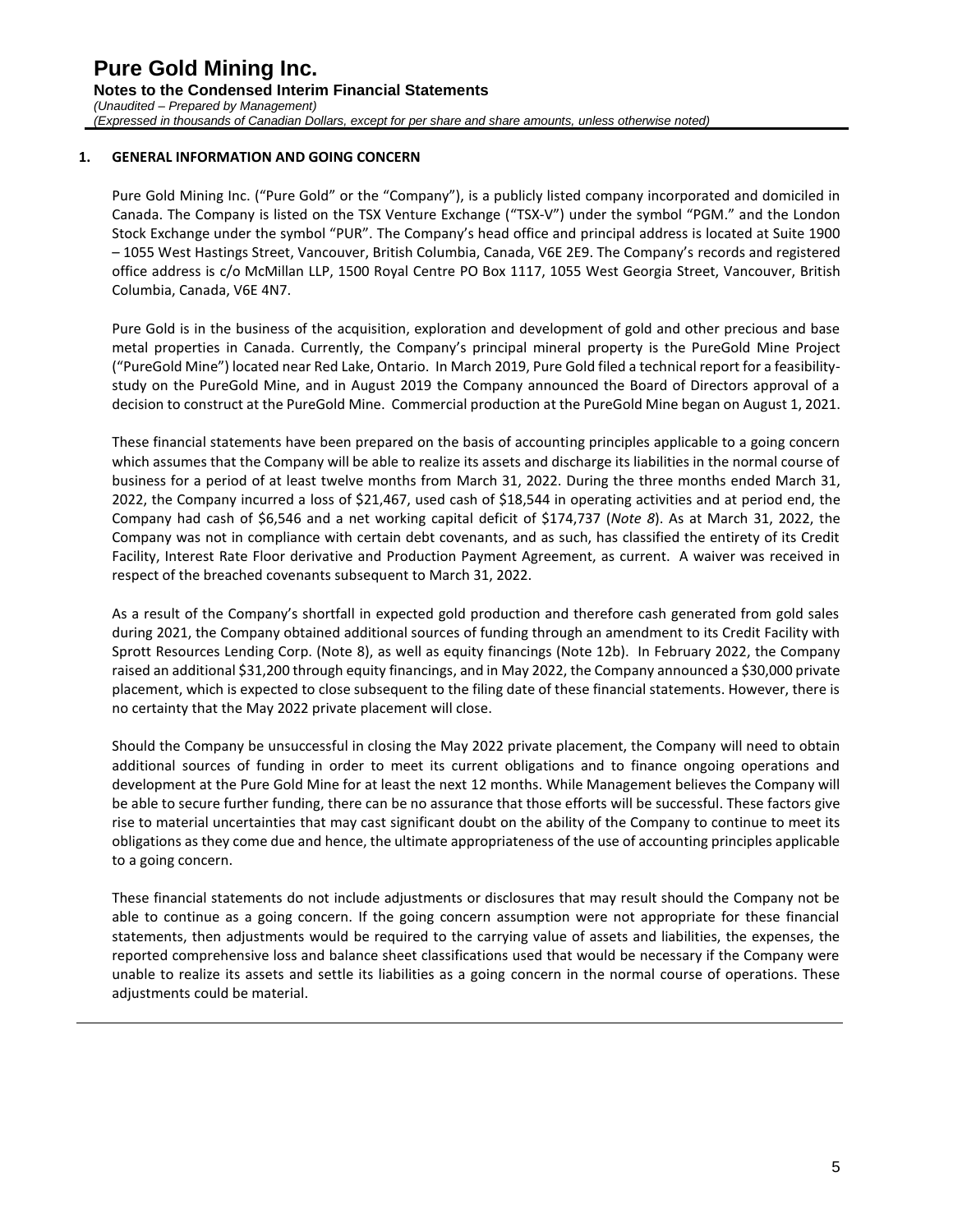## 1. GENERAL INFORMATION AND GOING CONCERN

Pure Gold Mining Inc. ("Pure Gold" or the "Company"), is a publicly listed company incorporated and domiciled in Canada. The Company is listed on the TSX Venture Exchange ("TSX-V") under the symbol "PGM." and the London Stock Exchange under the symbol "PUR". The Company's head office and principal address is located at Suite 1900 – 1055 West Hastings Street, Vancouver, British Columbia, Canada, V6E 2E9. The Company's records and registered office address is c/o McMillan LLP, 1500 Royal Centre PO Box 1117, 1055 West Georgia Street, Vancouver, British Columbia, Canada, V6E 4N7.

Pure Gold is in the business of the acquisition, exploration and development of gold and other precious and base metal properties in Canada. Currently, the Company's principal mineral property is the PureGold Mine Project ("PureGold Mine") located near Red Lake, Ontario. In March 2019, Pure Gold filed a technical report for a feasibility-study on the PureGold Mine, and in August 2019 the Company announced the Board of Directors approval of a decision to construct at the PureGold Mine. Commercial production at the PureGold Mine began on August 1, 2021.

These financial statements have been prepared on the basis of accounting principles applicable to a going concern which assumes that the Company will be able to realize its assets and discharge its liabilities in the normal course of business for a period of at least twelve months from March 31, 2022. During the three months ended March 31, 2022, the Company incurred a loss of $21,467, used cash of $18,544 in operating activities and at period end, the Company had cash of $6,546 and a net working capital deficit of $174,737 (*Note 8*). As at March 31, 2022, the Company was not in compliance with certain debt covenants, and as such, has classified the entirety of its Credit Facility, Interest Rate Floor derivative and Production Payment Agreement, as current. A waiver was received in respect of the breached covenants subsequent to March 31, 2022.

As a result of the Company's shortfall in expected gold production and therefore cash generated from gold sales during 2021, the Company obtained additional sources of funding through an amendment to its Credit Facility with Sprott Resources Lending Corp. (Note 8), as well as equity financings (Note 12b). In February 2022, the Company raised an additional $31,200 through equity financings, and in May 2022, the Company announced a $30,000 private placement, which is expected to close subsequent to the filing date of these financial statements. However, there is no certainty that the May 2022 private placement will close.

Should the Company be unsuccessful in closing the May 2022 private placement, the Company will need to obtain additional sources of funding in order to meet its current obligations and to finance ongoing operations and development at the Pure Gold Mine for at least the next 12 months. While Management believes the Company will be able to secure further funding, there can be no assurance that those efforts will be successful. These factors give rise to material uncertainties that may cast significant doubt on the ability of the Company to continue to meet its obligations as they come due and hence, the ultimate appropriateness of the use of accounting principles applicable to a going concern.

These financial statements do not include adjustments or disclosures that may result should the Company not be able to continue as a going concern. If the going concern assumption were not appropriate for these financial statements, then adjustments would be required to the carrying value of assets and liabilities, the expenses, the reported comprehensive loss and balance sheet classifications used that would be necessary if the Company were unable to realize its assets and settle its liabilities as a going concern in the normal course of operations. These adjustments could be material.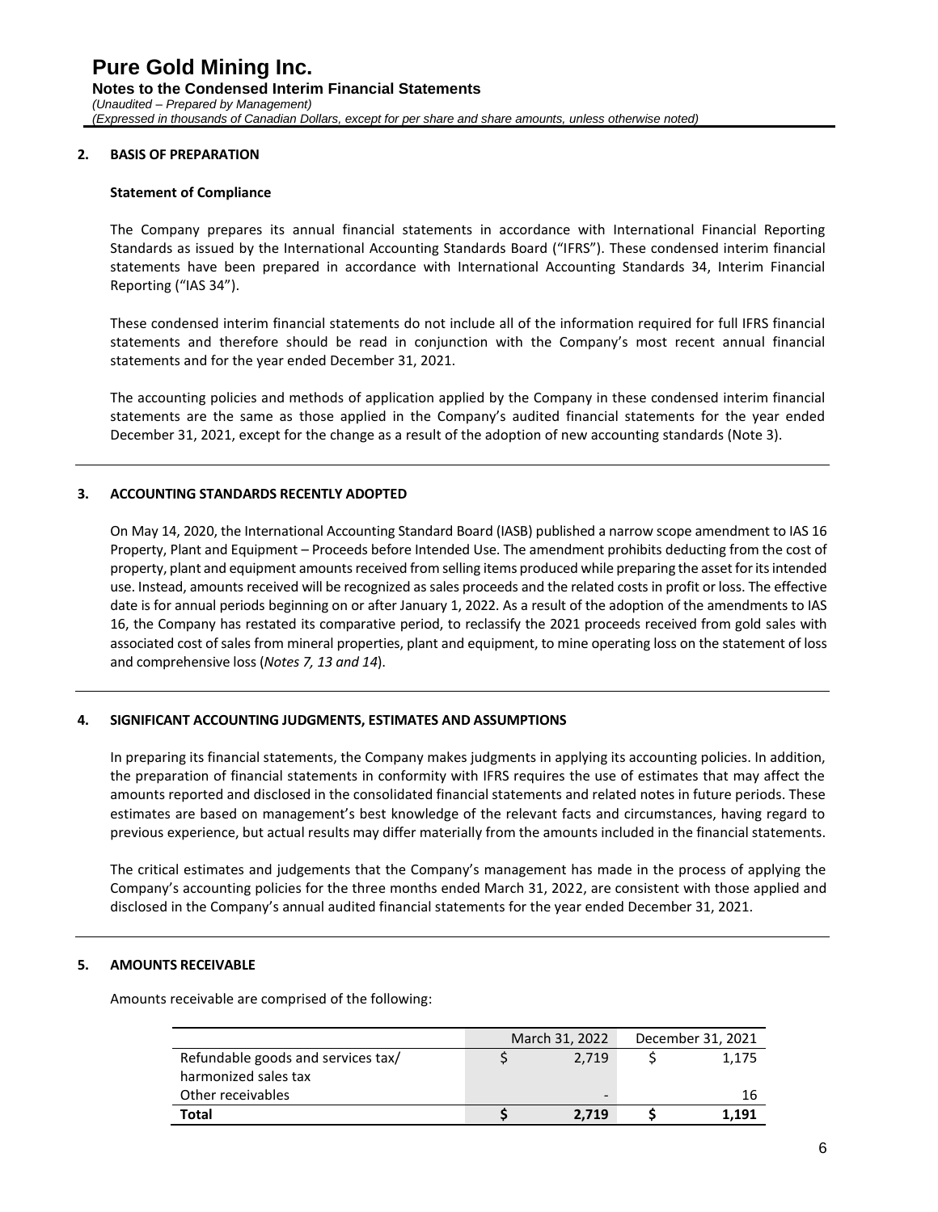## 2. BASIS OF PREPARATION

### Statement of Compliance

The Company prepares its annual financial statements in accordance with International Financial Reporting Standards as issued by the International Accounting Standards Board ("IFRS"). These condensed interim financial statements have been prepared in accordance with International Accounting Standards 34, Interim Financial Reporting ("IAS 34").

These condensed interim financial statements do not include all of the information required for full IFRS financial statements and therefore should be read in conjunction with the Company's most recent annual financial statements and for the year ended December 31, 2021.

The accounting policies and methods of application applied by the Company in these condensed interim financial statements are the same as those applied in the Company's audited financial statements for the year ended December 31, 2021, except for the change as a result of the adoption of new accounting standards (Note 3).

## 3. ACCOUNTING STANDARDS RECENTLY ADOPTED

On May 14, 2020, the International Accounting Standard Board (IASB) published a narrow scope amendment to IAS 16 Property, Plant and Equipment – Proceeds before Intended Use. The amendment prohibits deducting from the cost of property, plant and equipment amounts received from selling items produced while preparing the asset for its intended use. Instead, amounts received will be recognized as sales proceeds and the related costs in profit or loss. The effective date is for annual periods beginning on or after January 1, 2022. As a result of the adoption of the amendments to IAS 16, the Company has restated its comparative period, to reclassify the 2021 proceeds received from gold sales with associated cost of sales from mineral properties, plant and equipment, to mine operating loss on the statement of loss and comprehensive loss (*Notes 7, 13 and 14*).

## 4. SIGNIFICANT ACCOUNTING JUDGMENTS, ESTIMATES AND ASSUMPTIONS

In preparing its financial statements, the Company makes judgments in applying its accounting policies. In addition, the preparation of financial statements in conformity with IFRS requires the use of estimates that may affect the amounts reported and disclosed in the consolidated financial statements and related notes in future periods. These estimates are based on management's best knowledge of the relevant facts and circumstances, having regard to previous experience, but actual results may differ materially from the amounts included in the financial statements.

The critical estimates and judgements that the Company's management has made in the process of applying the Company's accounting policies for the three months ended March 31, 2022, are consistent with those applied and disclosed in the Company's annual audited financial statements for the year ended December 31, 2021.

## 5. AMOUNTS RECEIVABLE

Amounts receivable are comprised of the following:

| | March 31, 2022 | December 31, 2021 |
|---|---|---|
| Refundable goods and services tax/ harmonized sales tax | $ 2,719 | $ 1,175 |
| Other receivables | - | 16 |
| **Total** | **$ 2,719** | **$ 1,191** |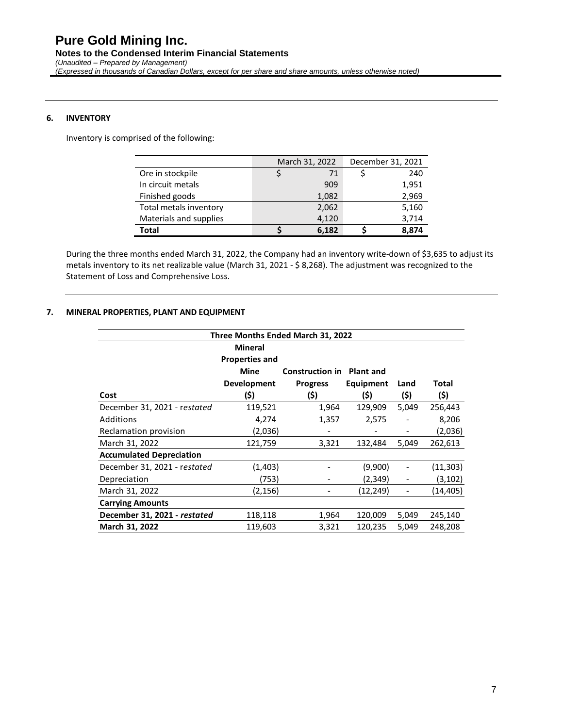## 6. INVENTORY

Inventory is comprised of the following:

| | March 31, 2022 | December 31, 2021 |
|---|---|---|
| Ore in stockpile | $ 71 | $ 240 |
| In circuit metals | 909 | 1,951 |
| Finished goods | 1,082 | 2,969 |
| Total metals inventory | 2,062 | 5,160 |
| Materials and supplies | 4,120 | 3,714 |
| **Total** | **$ 6,182** | **$ 8,874** |

During the three months ended March 31, 2022, the Company had an inventory write-down of $3,635 to adjust its metals inventory to its net realizable value (March 31, 2021 - $ 8,268). The adjustment was recognized to the Statement of Loss and Comprehensive Loss.

## 7. MINERAL PROPERTIES, PLANT AND EQUIPMENT

| Three Months Ended March 31, 2022 | | | | | |
|---|---|---|---|---|---|
| **Cost** | **Mineral Properties and Mine Development ($)** | **Construction in Progress ($)** | **Plant and Equipment ($)** | **Land ($)** | **Total ($)** |
| December 31, 2021 - *restated* | 119,521 | 1,964 | 129,909 | 5,049 | 256,443 |
| Additions | 4,274 | 1,357 | 2,575 | - | 8,206 |
| Reclamation provision | (2,036) | - | - | - | (2,036) |
| March 31, 2022 | 121,759 | 3,321 | 132,484 | 5,049 | 262,613 |
| **Accumulated Depreciation** | | | | | |
| December 31, 2021 - *restated* | (1,403) | - | (9,900) | - | (11,303) |
| Depreciation | (753) | - | (2,349) | - | (3,102) |
| March 31, 2022 | (2,156) | - | (12,249) | - | (14,405) |
| **Carrying Amounts** | | | | | |
| **December 31, 2021 - *restated*** | 118,118 | 1,964 | 120,009 | 5,049 | 245,140 |
| **March 31, 2022** | 119,603 | 3,321 | 120,235 | 5,049 | 248,208 |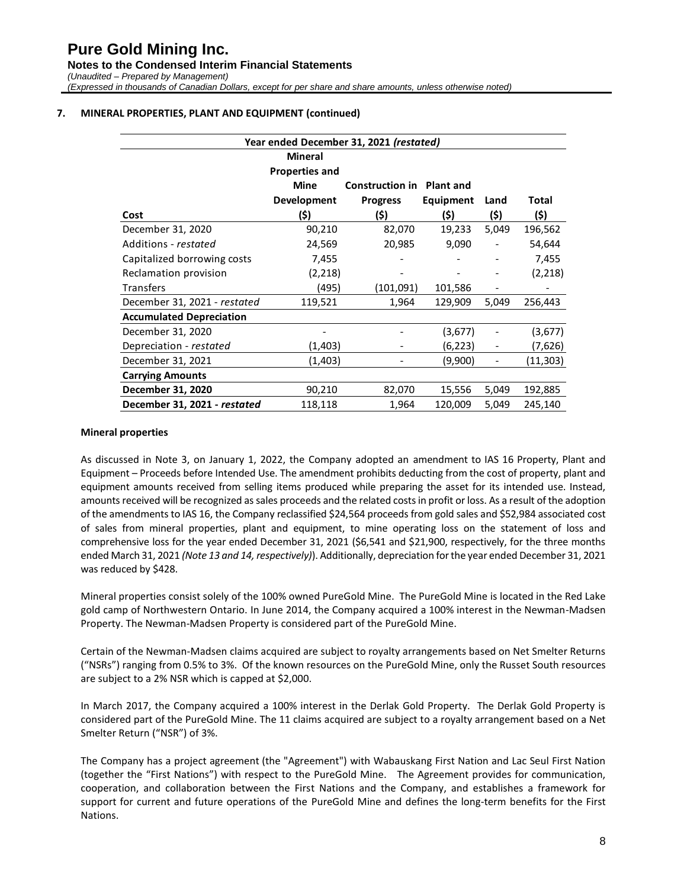## 7. MINERAL PROPERTIES, PLANT AND EQUIPMENT (continued)

| Year ended December 31, 2021 *(restated)* | | | | | |
|---|---|---|---|---|---|
| **Cost** | **Mineral Properties and Mine Development ($)** | **Construction in Progress ($)** | **Plant and Equipment ($)** | **Land ($)** | **Total ($)** |
| December 31, 2020 | 90,210 | 82,070 | 19,233 | 5,049 | 196,562 |
| Additions - *restated* | 24,569 | 20,985 | 9,090 | - | 54,644 |
| Capitalized borrowing costs | 7,455 | - | - | - | 7,455 |
| Reclamation provision | (2,218) | - | - | - | (2,218) |
| Transfers | (495) | (101,091) | 101,586 | - | - |
| December 31, 2021 - *restated* | 119,521 | 1,964 | 129,909 | 5,049 | 256,443 |
| **Accumulated Depreciation** | | | | | |
| December 31, 2020 | - | - | (3,677) | - | (3,677) |
| Depreciation - *restated* | (1,403) | - | (6,223) | - | (7,626) |
| December 31, 2021 | (1,403) | - | (9,900) | - | (11,303) |
| **Carrying Amounts** | | | | | |
| **December 31, 2020** | 90,210 | 82,070 | 15,556 | 5,049 | 192,885 |
| **December 31, 2021 - *restated*** | 118,118 | 1,964 | 120,009 | 5,049 | 245,140 |

**Mineral properties**

As discussed in Note 3, on January 1, 2022, the Company adopted an amendment to IAS 16 Property, Plant and Equipment – Proceeds before Intended Use. The amendment prohibits deducting from the cost of property, plant and equipment amounts received from selling items produced while preparing the asset for its intended use. Instead, amounts received will be recognized as sales proceeds and the related costs in profit or loss. As a result of the adoption of the amendments to IAS 16, the Company reclassified $24,564 proceeds from gold sales and $52,984 associated cost of sales from mineral properties, plant and equipment, to mine operating loss on the statement of loss and comprehensive loss for the year ended December 31, 2021 ($6,541 and $21,900, respectively, for the three months ended March 31, 2021 *(Note 13 and 14, respectively)*). Additionally, depreciation for the year ended December 31, 2021 was reduced by $428.

Mineral properties consist solely of the 100% owned PureGold Mine. The PureGold Mine is located in the Red Lake gold camp of Northwestern Ontario. In June 2014, the Company acquired a 100% interest in the Newman-Madsen Property. The Newman-Madsen Property is considered part of the PureGold Mine.

Certain of the Newman-Madsen claims acquired are subject to royalty arrangements based on Net Smelter Returns ("NSRs") ranging from 0.5% to 3%. Of the known resources on the PureGold Mine, only the Russet South resources are subject to a 2% NSR which is capped at $2,000.

In March 2017, the Company acquired a 100% interest in the Derlak Gold Property. The Derlak Gold Property is considered part of the PureGold Mine. The 11 claims acquired are subject to a royalty arrangement based on a Net Smelter Return ("NSR") of 3%.

The Company has a project agreement (the "Agreement") with Wabauskang First Nation and Lac Seul First Nation (together the "First Nations") with respect to the PureGold Mine. The Agreement provides for communication, cooperation, and collaboration between the First Nations and the Company, and establishes a framework for support for current and future operations of the PureGold Mine and defines the long-term benefits for the First Nations.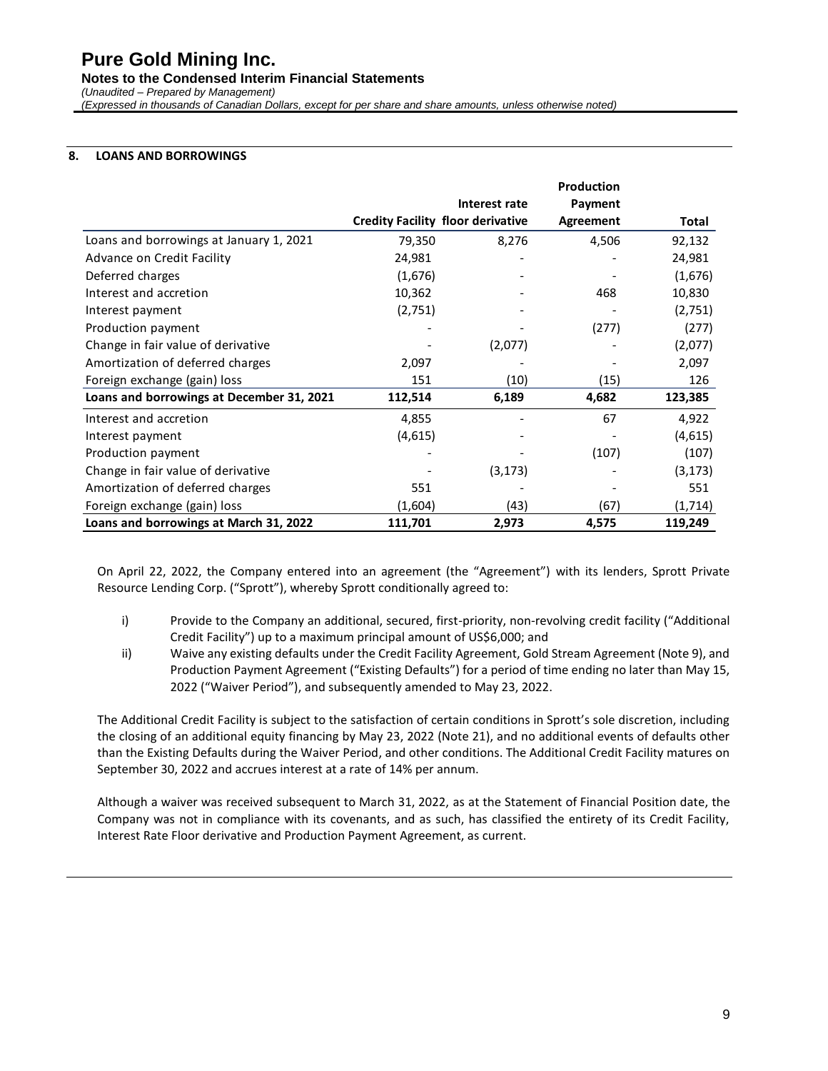## 8. LOANS AND BORROWINGS

| | Credity Facility | Interest rate floor derivative | Production Payment Agreement | Total |
|---|---|---|---|---|
| Loans and borrowings at January 1, 2021 | 79,350 | 8,276 | 4,506 | 92,132 |
| Advance on Credit Facility | 24,981 | - | - | 24,981 |
| Deferred charges | (1,676) | - | - | (1,676) |
| Interest and accretion | 10,362 | - | 468 | 10,830 |
| Interest payment | (2,751) | - | - | (2,751) |
| Production payment | - | - | (277) | (277) |
| Change in fair value of derivative | - | (2,077) | - | (2,077) |
| Amortization of deferred charges | 2,097 | - | - | 2,097 |
| Foreign exchange (gain) loss | 151 | (10) | (15) | 126 |
| **Loans and borrowings at December 31, 2021** | **112,514** | **6,189** | **4,682** | **123,385** |
| Interest and accretion | 4,855 | - | 67 | 4,922 |
| Interest payment | (4,615) | - | - | (4,615) |
| Production payment | - | - | (107) | (107) |
| Change in fair value of derivative | - | (3,173) | - | (3,173) |
| Amortization of deferred charges | 551 | - | - | 551 |
| Foreign exchange (gain) loss | (1,604) | (43) | (67) | (1,714) |
| **Loans and borrowings at March 31, 2022** | **111,701** | **2,973** | **4,575** | **119,249** |

On April 22, 2022, the Company entered into an agreement (the "Agreement") with its lenders, Sprott Private Resource Lending Corp. ("Sprott"), whereby Sprott conditionally agreed to:

i) Provide to the Company an additional, secured, first-priority, non-revolving credit facility ("Additional Credit Facility") up to a maximum principal amount of US$6,000; and

ii) Waive any existing defaults under the Credit Facility Agreement, Gold Stream Agreement (Note 9), and Production Payment Agreement ("Existing Defaults") for a period of time ending no later than May 15, 2022 ("Waiver Period"), and subsequently amended to May 23, 2022.

The Additional Credit Facility is subject to the satisfaction of certain conditions in Sprott's sole discretion, including the closing of an additional equity financing by May 23, 2022 (Note 21), and no additional events of defaults other than the Existing Defaults during the Waiver Period, and other conditions. The Additional Credit Facility matures on September 30, 2022 and accrues interest at a rate of 14% per annum.

Although a waiver was received subsequent to March 31, 2022, as at the Statement of Financial Position date, the Company was not in compliance with its covenants, and as such, has classified the entirety of its Credit Facility, Interest Rate Floor derivative and Production Payment Agreement, as current.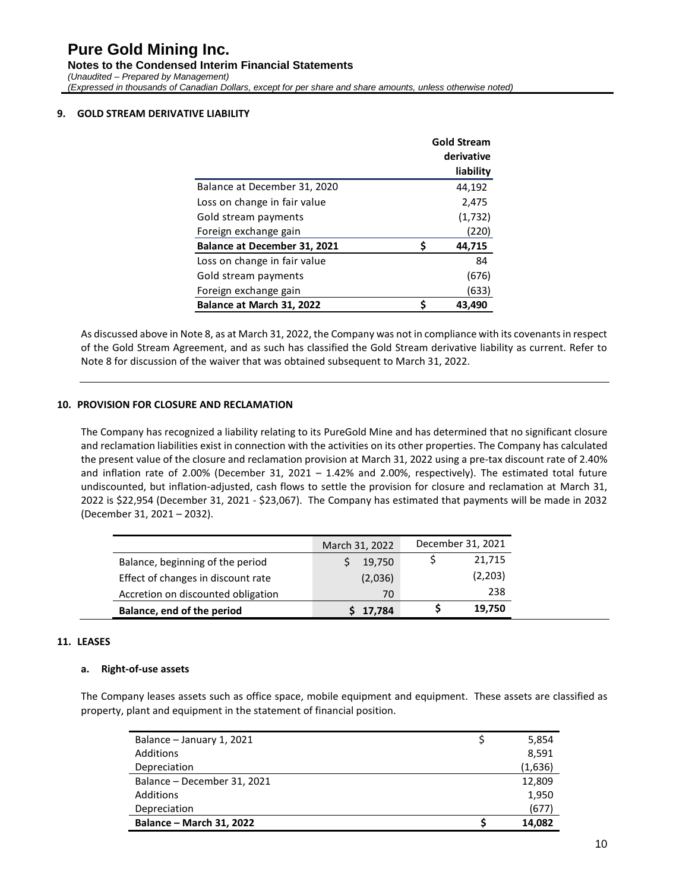## 9. GOLD STREAM DERIVATIVE LIABILITY

| | Gold Stream derivative liability |
|---|---|
| Balance at December 31, 2020 | 44,192 |
| Loss on change in fair value | 2,475 |
| Gold stream payments | (1,732) |
| Foreign exchange gain | (220) |
| **Balance at December 31, 2021** | **$ 44,715** |
| Loss on change in fair value | 84 |
| Gold stream payments | (676) |
| Foreign exchange gain | (633) |
| **Balance at March 31, 2022** | **$ 43,490** |

As discussed above in Note 8, as at March 31, 2022, the Company was not in compliance with its covenants in respect of the Gold Stream Agreement, and as such has classified the Gold Stream derivative liability as current. Refer to Note 8 for discussion of the waiver that was obtained subsequent to March 31, 2022.

## 10. PROVISION FOR CLOSURE AND RECLAMATION

The Company has recognized a liability relating to its PureGold Mine and has determined that no significant closure and reclamation liabilities exist in connection with the activities on its other properties. The Company has calculated the present value of the closure and reclamation provision at March 31, 2022 using a pre-tax discount rate of 2.40% and inflation rate of 2.00% (December 31, 2021 – 1.42% and 2.00%, respectively). The estimated total future undiscounted, but inflation-adjusted, cash flows to settle the provision for closure and reclamation at March 31, 2022 is $22,954 (December 31, 2021 - $23,067). The Company has estimated that payments will be made in 2032 (December 31, 2021 – 2032).

| | March 31, 2022 | December 31, 2021 |
|---|---|---|
| Balance, beginning of the period | $ 19,750 | $ 21,715 |
| Effect of changes in discount rate | (2,036) | (2,203) |
| Accretion on discounted obligation | 70 | 238 |
| **Balance, end of the period** | **$ 17,784** | **$ 19,750** |

## 11. LEASES

### a. Right-of-use assets

The Company leases assets such as office space, mobile equipment and equipment. These assets are classified as property, plant and equipment in the statement of financial position.

| | |
|---|---|
| Balance – January 1, 2021 | $ 5,854 |
| Additions | 8,591 |
| Depreciation | (1,636) |
| Balance – December 31, 2021 | 12,809 |
| Additions | 1,950 |
| Depreciation | (677) |
| **Balance – March 31, 2022** | **$ 14,082** |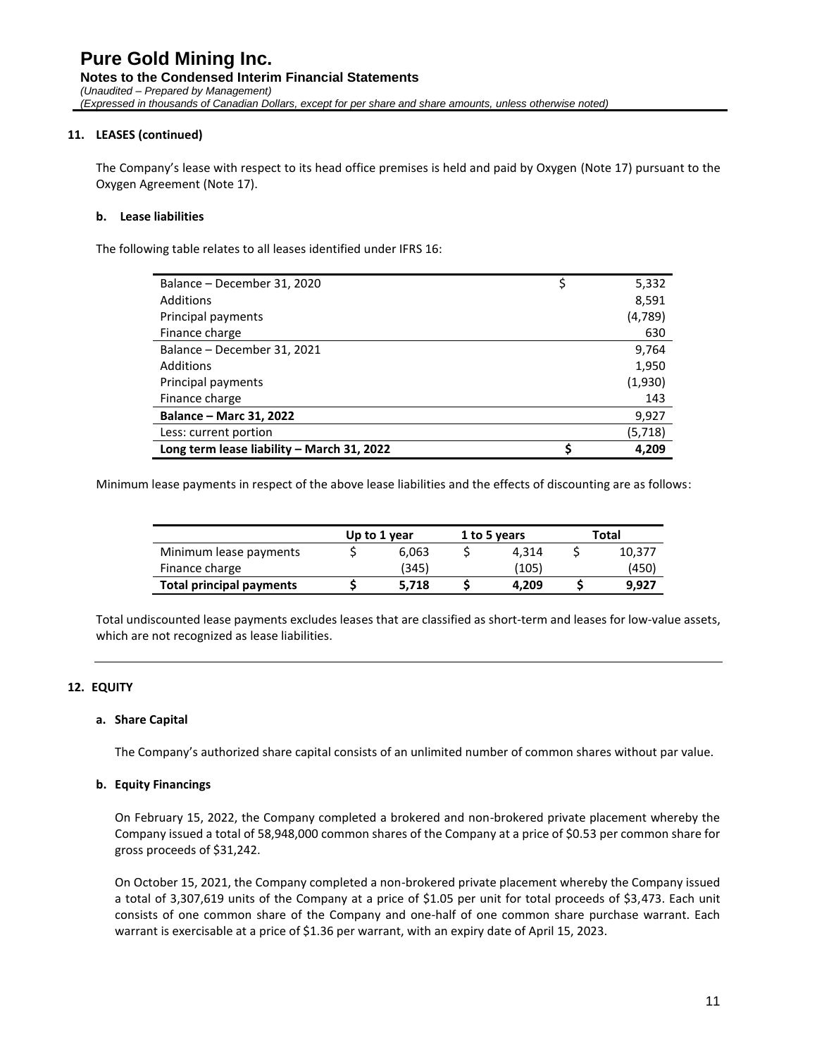## 11. LEASES (continued)

The Company's lease with respect to its head office premises is held and paid by Oxygen (Note 17) pursuant to the Oxygen Agreement (Note 17).

### b. Lease liabilities

The following table relates to all leases identified under IFRS 16:

| | |
|---|---|
| Balance – December 31, 2020 | $ 5,332 |
| Additions | 8,591 |
| Principal payments | (4,789) |
| Finance charge | 630 |
| Balance – December 31, 2021 | 9,764 |
| Additions | 1,950 |
| Principal payments | (1,930) |
| Finance charge | 143 |
| **Balance – Marc 31, 2022** | 9,927 |
| Less: current portion | (5,718) |
| **Long term lease liability – March 31, 2022** | **$ 4,209** |

Minimum lease payments in respect of the above lease liabilities and the effects of discounting are as follows:

| | Up to 1 year | 1 to 5 years | Total |
|---|---|---|---|
| Minimum lease payments | $ 6,063 | $ 4,314 | $ 10,377 |
| Finance charge | (345) | (105) | (450) |
| **Total principal payments** | **$ 5,718** | **$ 4,209** | **$ 9,927** |

Total undiscounted lease payments excludes leases that are classified as short-term and leases for low-value assets, which are not recognized as lease liabilities.

## 12. EQUITY

### a. Share Capital

The Company's authorized share capital consists of an unlimited number of common shares without par value.

### b. Equity Financings

On February 15, 2022, the Company completed a brokered and non-brokered private placement whereby the Company issued a total of 58,948,000 common shares of the Company at a price of $0.53 per common share for gross proceeds of $31,242.

On October 15, 2021, the Company completed a non-brokered private placement whereby the Company issued a total of 3,307,619 units of the Company at a price of $1.05 per unit for total proceeds of $3,473. Each unit consists of one common share of the Company and one-half of one common share purchase warrant. Each warrant is exercisable at a price of $1.36 per warrant, with an expiry date of April 15, 2023.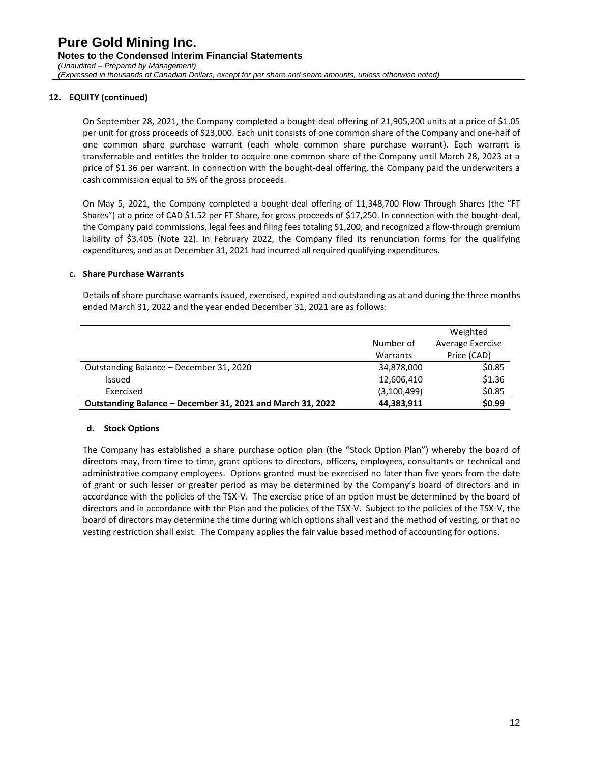## 12. EQUITY (continued)

On September 28, 2021, the Company completed a bought-deal offering of 21,905,200 units at a price of $1.05 per unit for gross proceeds of $23,000. Each unit consists of one common share of the Company and one-half of one common share purchase warrant (each whole common share purchase warrant). Each warrant is transferrable and entitles the holder to acquire one common share of the Company until March 28, 2023 at a price of $1.36 per warrant. In connection with the bought-deal offering, the Company paid the underwriters a cash commission equal to 5% of the gross proceeds.

On May 5, 2021, the Company completed a bought-deal offering of 11,348,700 Flow Through Shares (the "FT Shares") at a price of CAD $1.52 per FT Share, for gross proceeds of $17,250. In connection with the bought-deal, the Company paid commissions, legal fees and filing fees totaling $1,200, and recognized a flow-through premium liability of $3,405 (Note 22). In February 2022, the Company filed its renunciation forms for the qualifying expenditures, and as at December 31, 2021 had incurred all required qualifying expenditures.

### c. Share Purchase Warrants

Details of share purchase warrants issued, exercised, expired and outstanding as at and during the three months ended March 31, 2022 and the year ended December 31, 2021 are as follows:

| | Number of Warrants | Weighted Average Exercise Price (CAD) |
|---|---|---|
| Outstanding Balance – December 31, 2020 | 34,878,000 | $0.85 |
| Issued | 12,606,410 | $1.36 |
| Exercised | (3,100,499) | $0.85 |
| **Outstanding Balance – December 31, 2021 and March 31, 2022** | **44,383,911** | **$0.99** |

### d. Stock Options

The Company has established a share purchase option plan (the "Stock Option Plan") whereby the board of directors may, from time to time, grant options to directors, officers, employees, consultants or technical and administrative company employees. Options granted must be exercised no later than five years from the date of grant or such lesser or greater period as may be determined by the Company's board of directors and in accordance with the policies of the TSX-V. The exercise price of an option must be determined by the board of directors and in accordance with the Plan and the policies of the TSX-V. Subject to the policies of the TSX-V, the board of directors may determine the time during which options shall vest and the method of vesting, or that no vesting restriction shall exist. The Company applies the fair value based method of accounting for options.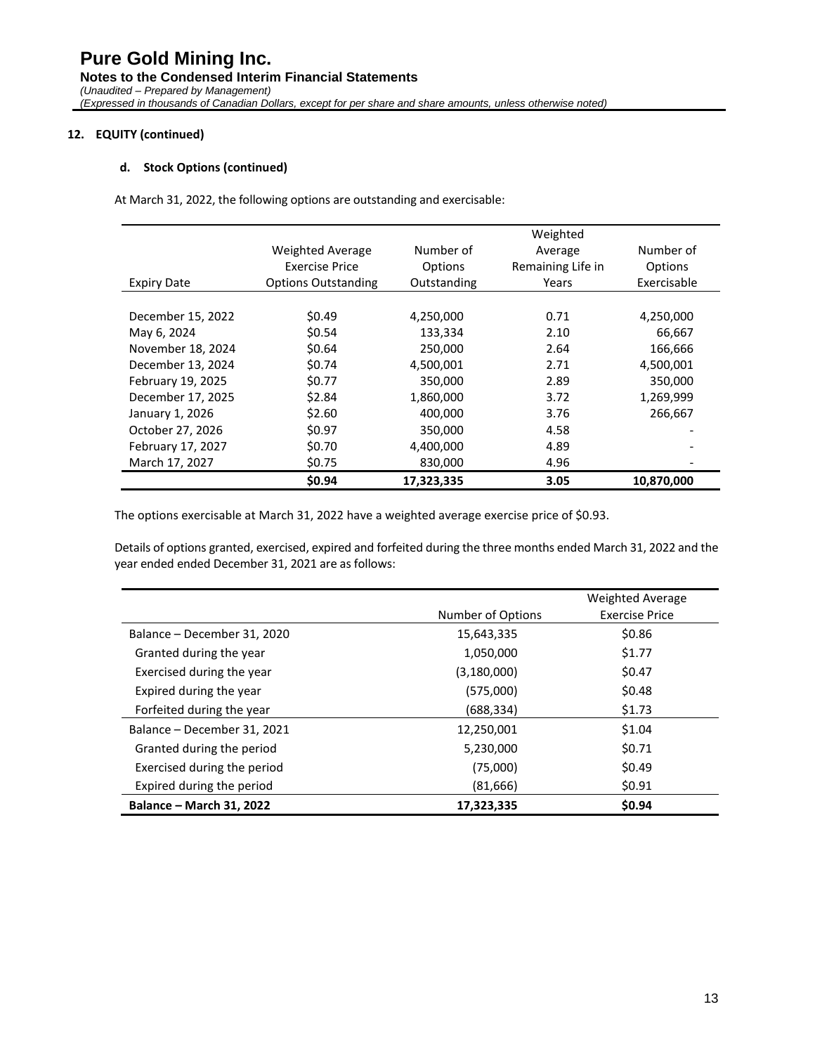## 12. EQUITY (continued)

### d. Stock Options (continued)

At March 31, 2022, the following options are outstanding and exercisable:

| Expiry Date | Weighted Average Exercise Price Options Outstanding | Number of Options Outstanding | Weighted Average Remaining Life in Years | Number of Options Exercisable |
|---|---|---|---|---|
| December 15, 2022 | $0.49 | 4,250,000 | 0.71 | 4,250,000 |
| May 6, 2024 | $0.54 | 133,334 | 2.10 | 66,667 |
| November 18, 2024 | $0.64 | 250,000 | 2.64 | 166,666 |
| December 13, 2024 | $0.74 | 4,500,001 | 2.71 | 4,500,001 |
| February 19, 2025 | $0.77 | 350,000 | 2.89 | 350,000 |
| December 17, 2025 | $2.84 | 1,860,000 | 3.72 | 1,269,999 |
| January 1, 2026 | $2.60 | 400,000 | 3.76 | 266,667 |
| October 27, 2026 | $0.97 | 350,000 | 4.58 | - |
| February 17, 2027 | $0.70 | 4,400,000 | 4.89 | - |
| March 17, 2027 | $0.75 | 830,000 | 4.96 | - |
| | **$0.94** | **17,323,335** | **3.05** | **10,870,000** |

The options exercisable at March 31, 2022 have a weighted average exercise price of $0.93.

Details of options granted, exercised, expired and forfeited during the three months ended March 31, 2022 and the year ended ended December 31, 2021 are as follows:

| | Number of Options | Weighted Average Exercise Price |
|---|---|---|
| Balance – December 31, 2020 | 15,643,335 | $0.86 |
| Granted during the year | 1,050,000 | $1.77 |
| Exercised during the year | (3,180,000) | $0.47 |
| Expired during the year | (575,000) | $0.48 |
| Forfeited during the year | (688,334) | $1.73 |
| Balance – December 31, 2021 | 12,250,001 | $1.04 |
| Granted during the period | 5,230,000 | $0.71 |
| Exercised during the period | (75,000) | $0.49 |
| Expired during the period | (81,666) | $0.91 |
| **Balance – March 31, 2022** | **17,323,335** | **$0.94** |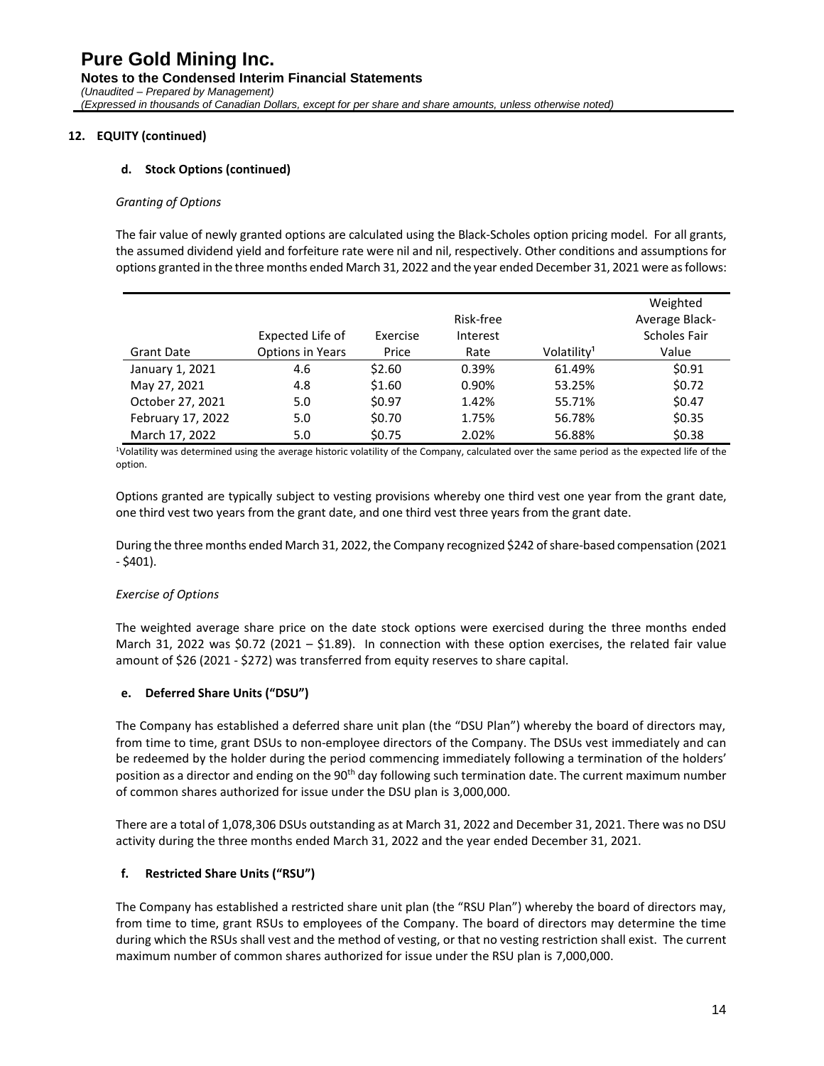## 12. EQUITY (continued)

### d. Stock Options (continued)

*Granting of Options*

The fair value of newly granted options are calculated using the Black-Scholes option pricing model. For all grants, the assumed dividend yield and forfeiture rate were nil and nil, respectively. Other conditions and assumptions for options granted in the three months ended March 31, 2022 and the year ended December 31, 2021 were as follows:

| Grant Date | Expected Life of Options in Years | Exercise Price | Risk-free Interest Rate | Volatility[1] | Weighted Average Black-Scholes Fair Value |
|---|---|---|---|---|---|
| January 1, 2021 | 4.6 | \$2.60 | 0.39% | 61.49% | \$0.91 |
| May 27, 2021 | 4.8 | \$1.60 | 0.90% | 53.25% | \$0.72 |
| October 27, 2021 | 5.0 | \$0.97 | 1.42% | 55.71% | \$0.47 |
| February 17, 2022 | 5.0 | \$0.70 | 1.75% | 56.78% | \$0.35 |
| March 17, 2022 | 5.0 | \$0.75 | 2.02% | 56.88% | \$0.38 |

[1]Volatility was determined using the average historic volatility of the Company, calculated over the same period as the expected life of the option.

Options granted are typically subject to vesting provisions whereby one third vest one year from the grant date, one third vest two years from the grant date, and one third vest three years from the grant date.

During the three months ended March 31, 2022, the Company recognized \$242 of share-based compensation (2021 - \$401).

*Exercise of Options*

The weighted average share price on the date stock options were exercised during the three months ended March 31, 2022 was \$0.72 (2021 – \$1.89). In connection with these option exercises, the related fair value amount of \$26 (2021 - \$272) was transferred from equity reserves to share capital.

### e. Deferred Share Units ("DSU")

The Company has established a deferred share unit plan (the "DSU Plan") whereby the board of directors may, from time to time, grant DSUs to non-employee directors of the Company. The DSUs vest immediately and can be redeemed by the holder during the period commencing immediately following a termination of the holders' position as a director and ending on the 90th day following such termination date. The current maximum number of common shares authorized for issue under the DSU plan is 3,000,000.

There are a total of 1,078,306 DSUs outstanding as at March 31, 2022 and December 31, 2021. There was no DSU activity during the three months ended March 31, 2022 and the year ended December 31, 2021.

### f. Restricted Share Units ("RSU")

The Company has established a restricted share unit plan (the "RSU Plan") whereby the board of directors may, from time to time, grant RSUs to employees of the Company. The board of directors may determine the time during which the RSUs shall vest and the method of vesting, or that no vesting restriction shall exist. The current maximum number of common shares authorized for issue under the RSU plan is 7,000,000.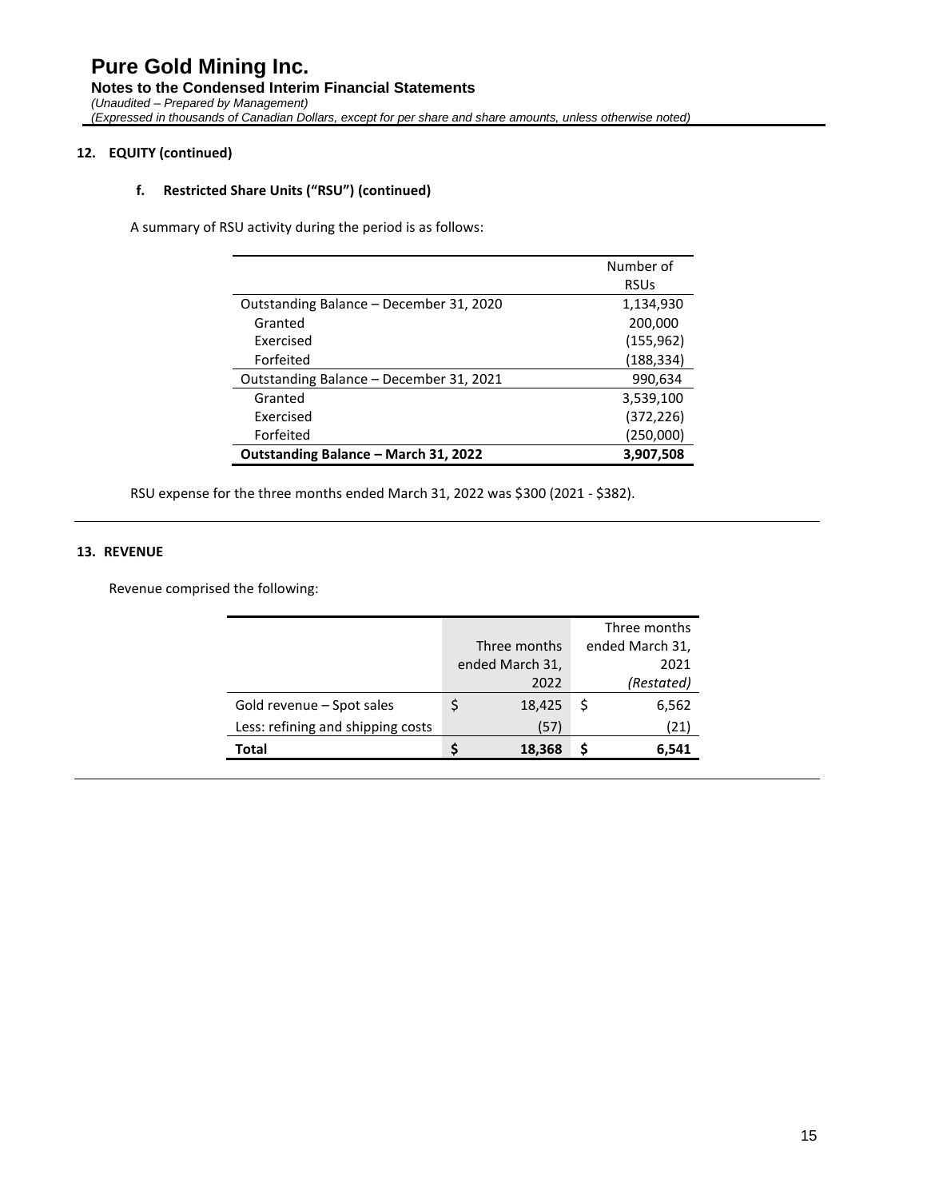## 12. EQUITY (continued)

### f. Restricted Share Units ("RSU") (continued)

A summary of RSU activity during the period is as follows:

| | Number of RSUs |
|---|---|
| Outstanding Balance – December 31, 2020 | 1,134,930 |
| Granted | 200,000 |
| Exercised | (155,962) |
| Forfeited | (188,334) |
| Outstanding Balance – December 31, 2021 | 990,634 |
| Granted | 3,539,100 |
| Exercised | (372,226) |
| Forfeited | (250,000) |
| **Outstanding Balance – March 31, 2022** | **3,907,508** |

RSU expense for the three months ended March 31, 2022 was $300 (2021 - $382).

## 13. REVENUE

Revenue comprised the following:

| | Three months ended March 31, 2022 | Three months ended March 31, 2021 *(Restated)* |
|---|---|---|
| Gold revenue – Spot sales | $ 18,425 | $ 6,562 |
| Less: refining and shipping costs | (57) | (21) |
| **Total** | **$ 18,368** | **$ 6,541** |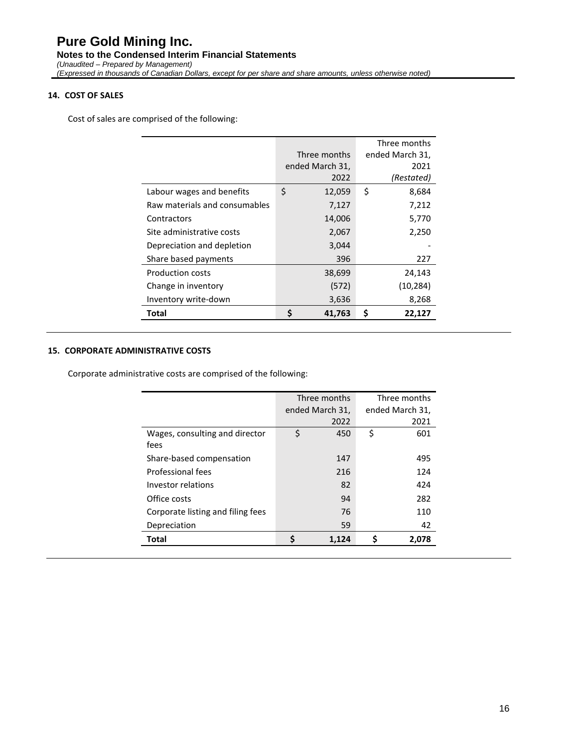## 14. COST OF SALES

Cost of sales are comprised of the following:

| | Three months ended March 31, 2022 | Three months ended March 31, 2021 *(Restated)* |
|---|---|---|
| Labour wages and benefits | $ 12,059 | $ 8,684 |
| Raw materials and consumables | 7,127 | 7,212 |
| Contractors | 14,006 | 5,770 |
| Site administrative costs | 2,067 | 2,250 |
| Depreciation and depletion | 3,044 | - |
| Share based payments | 396 | 227 |
| Production costs | 38,699 | 24,143 |
| Change in inventory | (572) | (10,284) |
| Inventory write-down | 3,636 | 8,268 |
| **Total** | **$ 41,763** | **$ 22,127** |

## 15. CORPORATE ADMINISTRATIVE COSTS

Corporate administrative costs are comprised of the following:

| | Three months ended March 31, 2022 | Three months ended March 31, 2021 |
|---|---|---|
| Wages, consulting and director fees | $ 450 | $ 601 |
| Share-based compensation | 147 | 495 |
| Professional fees | 216 | 124 |
| Investor relations | 82 | 424 |
| Office costs | 94 | 282 |
| Corporate listing and filing fees | 76 | 110 |
| Depreciation | 59 | 42 |
| **Total** | **$ 1,124** | **$ 2,078** |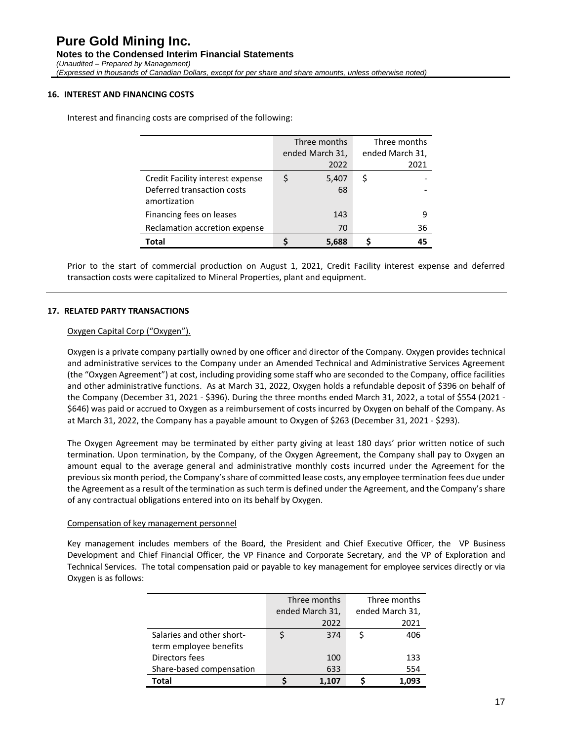## 16. INTEREST AND FINANCING COSTS

Interest and financing costs are comprised of the following:

| | Three months ended March 31, 2022 | Three months ended March 31, 2021 |
|---|---|---|
| Credit Facility interest expense | $ 5,407 | $ - |
| Deferred transaction costs amortization | 68 | - |
| Financing fees on leases | 143 | 9 |
| Reclamation accretion expense | 70 | 36 |
| **Total** | **$ 5,688** | **$ 45** |

Prior to the start of commercial production on August 1, 2021, Credit Facility interest expense and deferred transaction costs were capitalized to Mineral Properties, plant and equipment.

## 17. RELATED PARTY TRANSACTIONS

Oxygen Capital Corp ("Oxygen").

Oxygen is a private company partially owned by one officer and director of the Company. Oxygen provides technical and administrative services to the Company under an Amended Technical and Administrative Services Agreement (the "Oxygen Agreement") at cost, including providing some staff who are seconded to the Company, office facilities and other administrative functions. As at March 31, 2022, Oxygen holds a refundable deposit of $396 on behalf of the Company (December 31, 2021 - $396). During the three months ended March 31, 2022, a total of $554 (2021 - $646) was paid or accrued to Oxygen as a reimbursement of costs incurred by Oxygen on behalf of the Company. As at March 31, 2022, the Company has a payable amount to Oxygen of $263 (December 31, 2021 - $293).

The Oxygen Agreement may be terminated by either party giving at least 180 days' prior written notice of such termination. Upon termination, by the Company, of the Oxygen Agreement, the Company shall pay to Oxygen an amount equal to the average general and administrative monthly costs incurred under the Agreement for the previous six month period, the Company's share of committed lease costs, any employee termination fees due under the Agreement as a result of the termination as such term is defined under the Agreement, and the Company's share of any contractual obligations entered into on its behalf by Oxygen.

Compensation of key management personnel

Key management includes members of the Board, the President and Chief Executive Officer, the VP Business Development and Chief Financial Officer, the VP Finance and Corporate Secretary, and the VP of Exploration and Technical Services. The total compensation paid or payable to key management for employee services directly or via Oxygen is as follows:

| | Three months ended March 31, 2022 | Three months ended March 31, 2021 |
|---|---|---|
| Salaries and other short-term employee benefits | $ 374 | $ 406 |
| Directors fees | 100 | 133 |
| Share-based compensation | 633 | 554 |
| **Total** | **$ 1,107** | **$ 1,093** |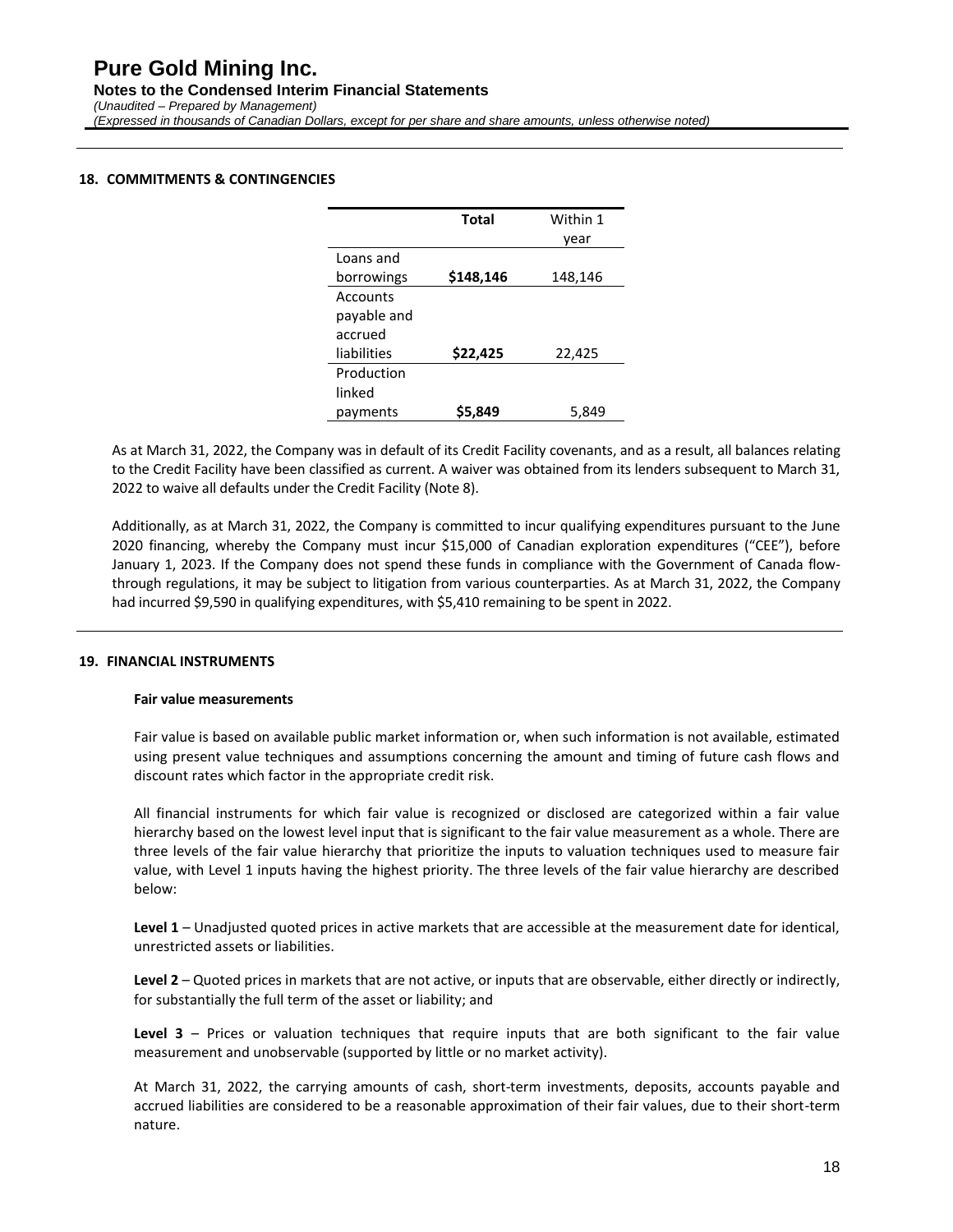## 18. COMMITMENTS & CONTINGENCIES

| | **Total** | Within 1 year |
|---|---|---|
| Loans and borrowings | **$148,146** | 148,146 |
| Accounts payable and accrued liabilities | **$22,425** | 22,425 |
| Production linked payments | **$5,849** | 5,849 |

As at March 31, 2022, the Company was in default of its Credit Facility covenants, and as a result, all balances relating to the Credit Facility have been classified as current. A waiver was obtained from its lenders subsequent to March 31, 2022 to waive all defaults under the Credit Facility (Note 8).

Additionally, as at March 31, 2022, the Company is committed to incur qualifying expenditures pursuant to the June 2020 financing, whereby the Company must incur $15,000 of Canadian exploration expenditures ("CEE"), before January 1, 2023. If the Company does not spend these funds in compliance with the Government of Canada flow-through regulations, it may be subject to litigation from various counterparties. As at March 31, 2022, the Company had incurred $9,590 in qualifying expenditures, with $5,410 remaining to be spent in 2022.

## 19. FINANCIAL INSTRUMENTS

### Fair value measurements

Fair value is based on available public market information or, when such information is not available, estimated using present value techniques and assumptions concerning the amount and timing of future cash flows and discount rates which factor in the appropriate credit risk.

All financial instruments for which fair value is recognized or disclosed are categorized within a fair value hierarchy based on the lowest level input that is significant to the fair value measurement as a whole. There are three levels of the fair value hierarchy that prioritize the inputs to valuation techniques used to measure fair value, with Level 1 inputs having the highest priority. The three levels of the fair value hierarchy are described below:

**Level 1** – Unadjusted quoted prices in active markets that are accessible at the measurement date for identical, unrestricted assets or liabilities.

**Level 2** – Quoted prices in markets that are not active, or inputs that are observable, either directly or indirectly, for substantially the full term of the asset or liability; and

**Level 3** – Prices or valuation techniques that require inputs that are both significant to the fair value measurement and unobservable (supported by little or no market activity).

At March 31, 2022, the carrying amounts of cash, short-term investments, deposits, accounts payable and accrued liabilities are considered to be a reasonable approximation of their fair values, due to their short-term nature.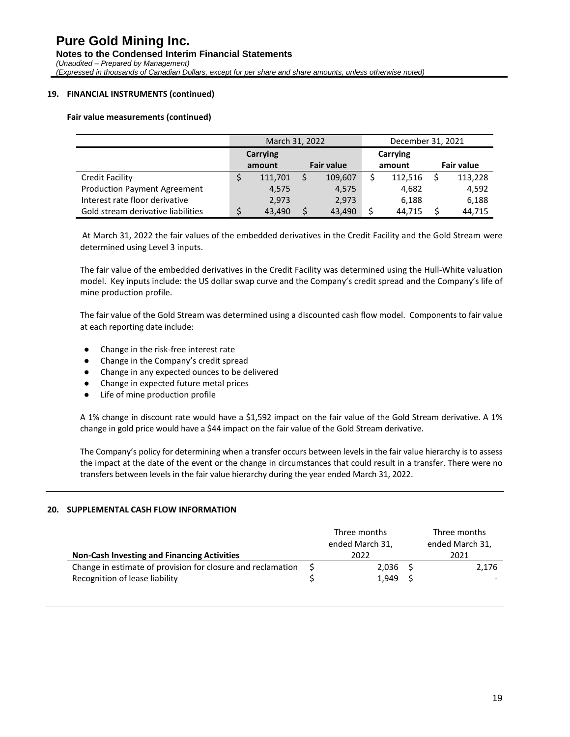## 19. FINANCIAL INSTRUMENTS (continued)

### Fair value measurements (continued)

| | March 31, 2022 | | December 31, 2021 | |
|---|---|---|---|---|
| | Carrying amount | Fair value | Carrying amount | Fair value |
| Credit Facility | $ 111,701 | $ 109,607 | $ 112,516 | $ 113,228 |
| Production Payment Agreement | 4,575 | 4,575 | 4,682 | 4,592 |
| Interest rate floor derivative | 2,973 | 2,973 | 6,188 | 6,188 |
| Gold stream derivative liabilities | $ 43,490 | $ 43,490 | $ 44,715 | $ 44,715 |

At March 31, 2022 the fair values of the embedded derivatives in the Credit Facility and the Gold Stream were determined using Level 3 inputs.

The fair value of the embedded derivatives in the Credit Facility was determined using the Hull-White valuation model. Key inputs include: the US dollar swap curve and the Company's credit spread and the Company's life of mine production profile.

The fair value of the Gold Stream was determined using a discounted cash flow model. Components to fair value at each reporting date include:

- Change in the risk-free interest rate
- Change in the Company's credit spread
- Change in any expected ounces to be delivered
- Change in expected future metal prices
- Life of mine production profile

A 1% change in discount rate would have a $1,592 impact on the fair value of the Gold Stream derivative. A 1% change in gold price would have a $44 impact on the fair value of the Gold Stream derivative.

The Company's policy for determining when a transfer occurs between levels in the fair value hierarchy is to assess the impact at the date of the event or the change in circumstances that could result in a transfer. There were no transfers between levels in the fair value hierarchy during the year ended March 31, 2022.

## 20. SUPPLEMENTAL CASH FLOW INFORMATION

| Non-Cash Investing and Financing Activities | Three months ended March 31, 2022 | Three months ended March 31, 2021 |
|---|---|---|
| Change in estimate of provision for closure and reclamation | $ 2,036 | $ 2,176 |
| Recognition of lease liability | $ 1,949 | $ - |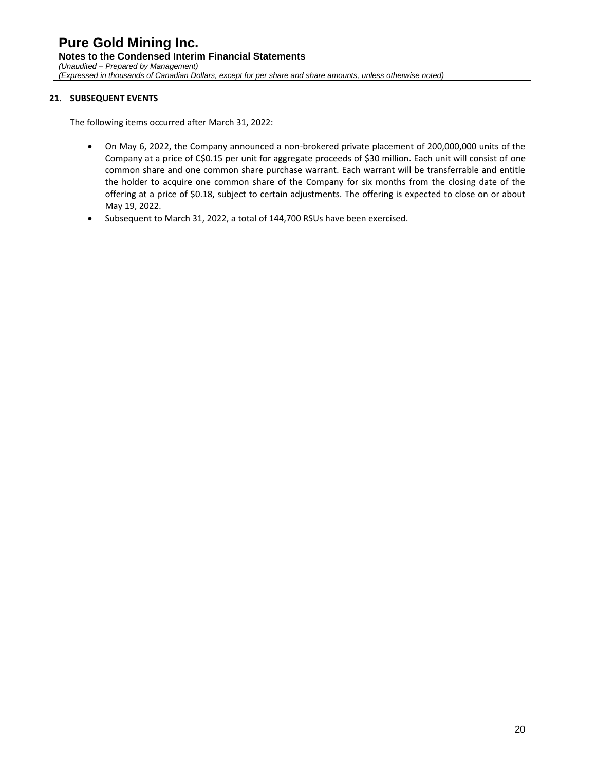## 21. SUBSEQUENT EVENTS

The following items occurred after March 31, 2022:

- On May 6, 2022, the Company announced a non-brokered private placement of 200,000,000 units of the Company at a price of C$0.15 per unit for aggregate proceeds of $30 million. Each unit will consist of one common share and one common share purchase warrant. Each warrant will be transferrable and entitle the holder to acquire one common share of the Company for six months from the closing date of the offering at a price of $0.18, subject to certain adjustments. The offering is expected to close on or about May 19, 2022.
- Subsequent to March 31, 2022, a total of 144,700 RSUs have been exercised.